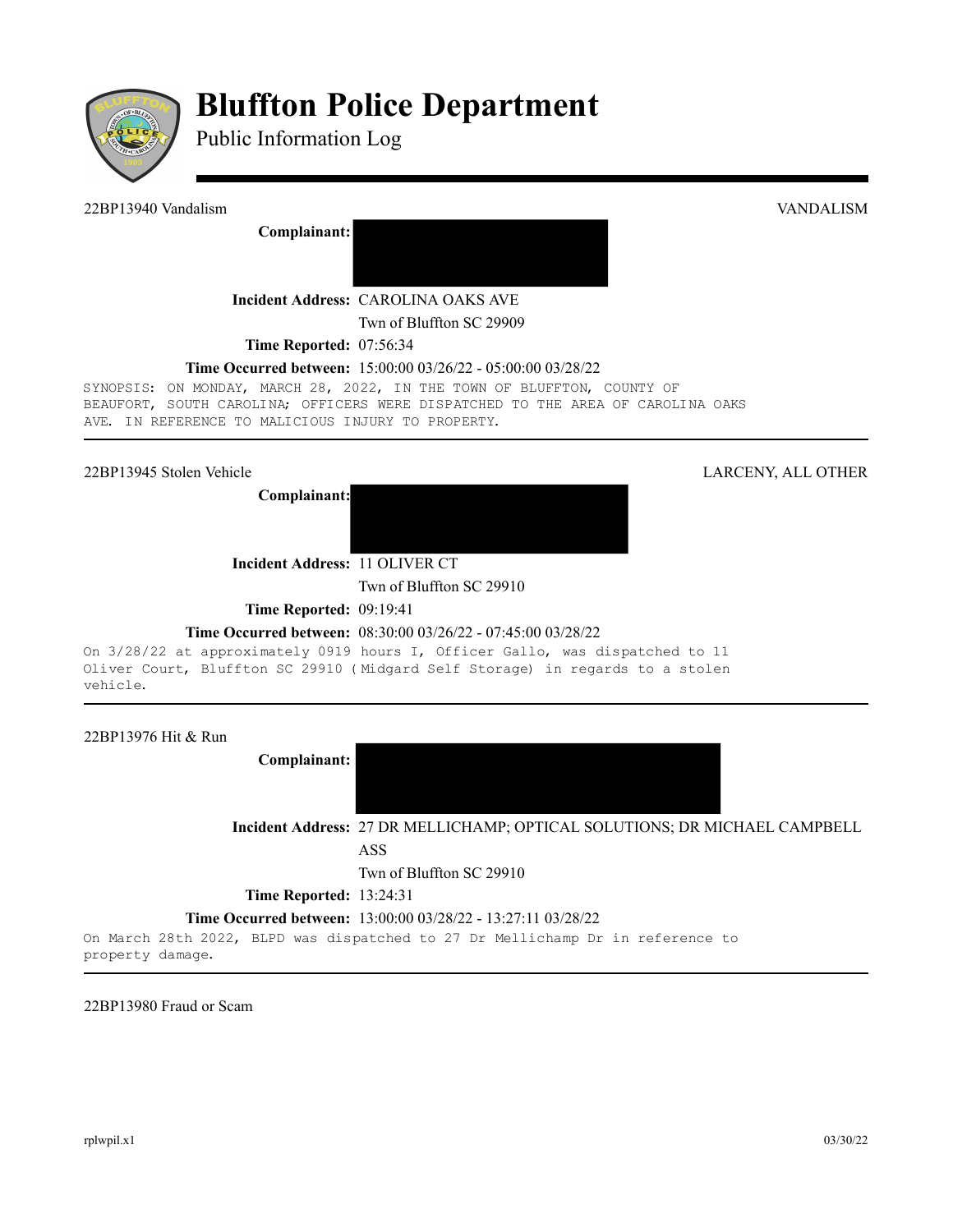# Bluffton Police Department

## Public Information Log

---

**22BP13940 Vandalism** — VANDALISM

**Complainant:** 

**Incident Address:** CAROLINA OAKS AVE
Twn of Bluffton SC 29909

**Time Reported:** 07:56:34

**Time Occurred between:** 15:00:00 03/26/22 - 05:00:00 03/28/22

SYNOPSIS: ON MONDAY, MARCH 28, 2022, IN THE TOWN OF BLUFFTON, COUNTY OF BEAUFORT, SOUTH CAROLINA; OFFICERS WERE DISPATCHED TO THE AREA OF CAROLINA OAKS AVE. IN REFERENCE TO MALICIOUS INJURY TO PROPERTY.

---

**22BP13945 Stolen Vehicle** — LARCENY, ALL OTHER

**Complainant:** 

**Incident Address:** 11 OLIVER CT
Twn of Bluffton SC 29910

**Time Reported:** 09:19:41

**Time Occurred between:** 08:30:00 03/26/22 - 07:45:00 03/28/22

On 3/28/22 at approximately 0919 hours I, Officer Gallo, was dispatched to 11 Oliver Court, Bluffton SC 29910 ( Midgard Self Storage) in regards to a stolen vehicle.

---

**22BP13976 Hit & Run**

**Complainant:** 

**Incident Address:** 27 DR MELLICHAMP; OPTICAL SOLUTIONS; DR MICHAEL CAMPBELL ASS
Twn of Bluffton SC 29910

**Time Reported:** 13:24:31

**Time Occurred between:** 13:00:00 03/28/22 - 13:27:11 03/28/22

On March 28th 2022, BLPD was dispatched to 27 Dr Mellichamp Dr in reference to property damage.

---

**22BP13980 Fraud or Scam**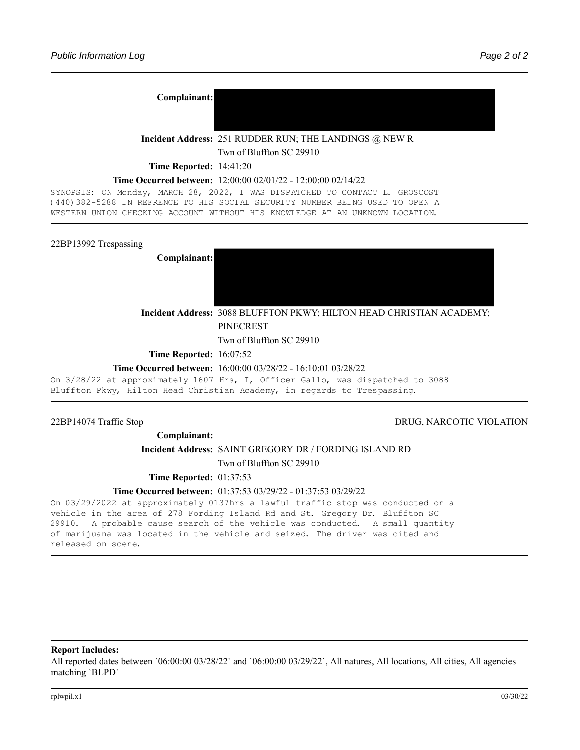**Complainant:**

**Incident Address:** 251 RUDDER RUN; THE LANDINGS @ NEW R
Twn of Bluffton SC 29910

**Time Reported:** 14:41:20

**Time Occurred between:** 12:00:00 02/01/22 - 12:00:00 02/14/22

SYNOPSIS: ON Monday, MARCH 28, 2022, I WAS DISPATCHED TO CONTACT L. GROSCOST (440)382-5288 IN REFRENCE TO HIS SOCIAL SECURITY NUMBER BEING USED TO OPEN A WESTERN UNION CHECKING ACCOUNT WITHOUT HIS KNOWLEDGE AT AN UNKNOWN LOCATION.

---

22BP13992 Trespassing

**Complainant:**

**Incident Address:** 3088 BLUFFTON PKWY; HILTON HEAD CHRISTIAN ACADEMY; PINECREST
Twn of Bluffton SC 29910

**Time Reported:** 16:07:52

**Time Occurred between:** 16:00:00 03/28/22 - 16:10:01 03/28/22

On 3/28/22 at approximately 1607 Hrs, I, Officer Gallo, was dispatched to 3088 Bluffton Pkwy, Hilton Head Christian Academy, in regards to Trespassing.

---

22BP14074 Traffic Stop — DRUG, NARCOTIC VIOLATION

**Complainant:**

**Incident Address:** SAINT GREGORY DR / FORDING ISLAND RD
Twn of Bluffton SC 29910

**Time Reported:** 01:37:53

**Time Occurred between:** 01:37:53 03/29/22 - 01:37:53 03/29/22

On 03/29/2022 at approximately 0137hrs a lawful traffic stop was conducted on a vehicle in the area of 278 Fording Island Rd and St. Gregory Dr. Bluffton SC 29910. A probable cause search of the vehicle was conducted. A small quantity of marijuana was located in the vehicle and seized. The driver was cited and released on scene.

---

**Report Includes:**

All reported dates between `06:00:00 03/28/22` and `06:00:00 03/29/22`, All natures, All locations, All cities, All agencies matching `BLPD`